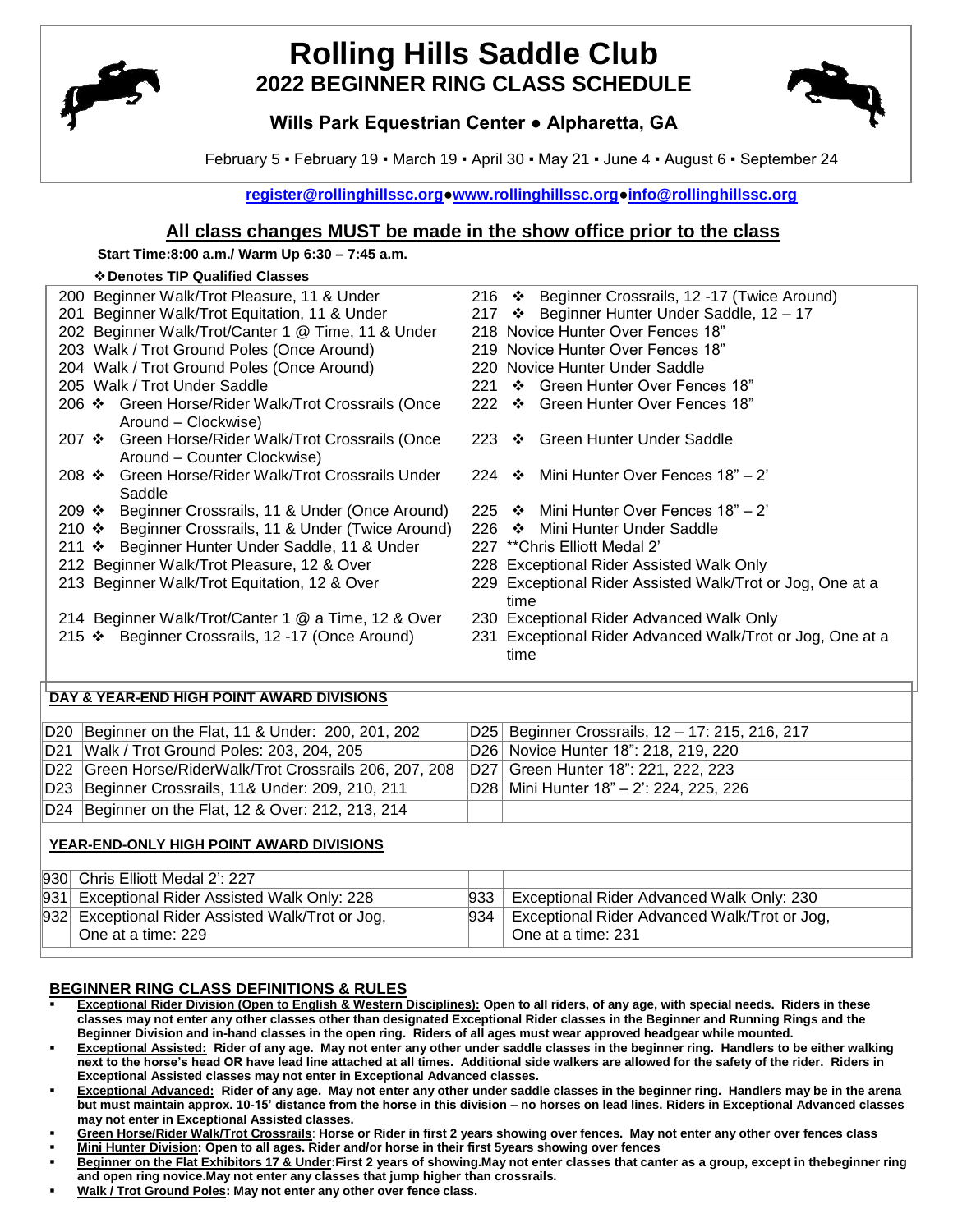# Rolling Hills Saddle Club

## 2022 BEGINNER RING CLASS SCHEDULE

### Wills Park Equestrian Center ● Alpharetta, GA

February 5 ▪ February 19 ▪ March 19 ▪ April 30 ▪ May 21 ▪ June 4 ▪ August 6 ▪ September 24

register@rollinghillssc.org●www.rollinghillssc.org●info@rollinghillssc.org

## All class changes MUST be made in the show office prior to the class

**Start Time:8:00 a.m./ Warm Up 6:30 – 7:45 a.m.**

**❖ Denotes TIP Qualified Classes**

200 Beginner Walk/Trot Pleasure, 11 & Under
201 Beginner Walk/Trot Equitation, 11 & Under
202 Beginner Walk/Trot/Canter 1 @ Time, 11 & Under
203 Walk / Trot Ground Poles (Once Around)
204 Walk / Trot Ground Poles (Once Around)
205 Walk / Trot Under Saddle
206 ❖ Green Horse/Rider Walk/Trot Crossrails (Once Around – Clockwise)
207 ❖ Green Horse/Rider Walk/Trot Crossrails (Once Around – Counter Clockwise)
208 ❖ Green Horse/Rider Walk/Trot Crossrails Under Saddle
209 ❖ Beginner Crossrails, 11 & Under (Once Around)
210 ❖ Beginner Crossrails, 11 & Under (Twice Around)
211 ❖ Beginner Hunter Under Saddle, 11 & Under
212 Beginner Walk/Trot Pleasure, 12 & Over
213 Beginner Walk/Trot Equitation, 12 & Over
214 Beginner Walk/Trot/Canter 1 @ a Time, 12 & Over
215 ❖ Beginner Crossrails, 12 -17 (Once Around)
216 ❖ Beginner Crossrails, 12 -17 (Twice Around)
217 ❖ Beginner Hunter Under Saddle, 12 – 17
218 Novice Hunter Over Fences 18"
219 Novice Hunter Over Fences 18"
220 Novice Hunter Under Saddle
221 ❖ Green Hunter Over Fences 18"
222 ❖ Green Hunter Over Fences 18"
223 ❖ Green Hunter Under Saddle
224 ❖ Mini Hunter Over Fences 18" – 2'
225 ❖ Mini Hunter Over Fences 18" – 2'
226 ❖ Mini Hunter Under Saddle
227 **Chris Elliott Medal 2'
228 Exceptional Rider Assisted Walk Only
229 Exceptional Rider Assisted Walk/Trot or Jog, One at a time
230 Exceptional Rider Advanced Walk Only
231 Exceptional Rider Advanced Walk/Trot or Jog, One at a time

**DAY & YEAR-END HIGH POINT AWARD DIVISIONS**

| | | | |
|---|---|---|---|
| D20 | Beginner on the Flat, 11 & Under: 200, 201, 202 | D25 | Beginner Crossrails, 12 – 17: 215, 216, 217 |
| D21 | Walk / Trot Ground Poles: 203, 204, 205 | D26 | Novice Hunter 18": 218, 219, 220 |
| D22 | Green Horse/RiderWalk/Trot Crossrails 206, 207, 208 | D27 | Green Hunter 18": 221, 222, 223 |
| D23 | Beginner Crossrails, 11& Under: 209, 210, 211 | D28 | Mini Hunter 18" – 2': 224, 225, 226 |
| D24 | Beginner on the Flat, 12 & Over: 212, 213, 214 | | |

**YEAR-END-ONLY HIGH POINT AWARD DIVISIONS**

| | | | |
|---|---|---|---|
| 930 | Chris Elliott Medal 2': 227 | | |
| 931 | Exceptional Rider Assisted Walk Only: 228 | 933 | Exceptional Rider Advanced Walk Only: 230 |
| 932 | Exceptional Rider Assisted Walk/Trot or Jog, One at a time: 229 | 934 | Exceptional Rider Advanced Walk/Trot or Jog, One at a time: 231 |

## BEGINNER RING CLASS DEFINITIONS & RULES

- **Exceptional Rider Division (Open to English & Western Disciplines): Open to all riders, of any age, with special needs. Riders in these classes may not enter any other classes other than designated Exceptional Rider classes in the Beginner and Running Rings and the Beginner Division and in-hand classes in the open ring. Riders of all ages must wear approved headgear while mounted.**
- **Exceptional Assisted: Rider of any age. May not enter any other under saddle classes in the beginner ring. Handlers to be either walking next to the horse's head OR have lead line attached at all times. Additional side walkers are allowed for the safety of the rider. Riders in Exceptional Assisted classes may not enter in Exceptional Advanced classes.**
- **Exceptional Advanced: Rider of any age. May not enter any other under saddle classes in the beginner ring. Handlers may be in the arena but must maintain approx. 10-15' distance from the horse in this division – no horses on lead lines. Riders in Exceptional Advanced classes may not enter in Exceptional Assisted classes.**
- **Green Horse/Rider Walk/Trot Crossrails: Horse or Rider in first 2 years showing over fences. May not enter any other over fences class**
- **Mini Hunter Division: Open to all ages. Rider and/or horse in their first 5years showing over fences**
- **Beginner on the Flat Exhibitors 17 & Under:First 2 years of showing.May not enter classes that canter as a group, except in thebeginner ring and open ring novice.May not enter any classes that jump higher than crossrails.**
- **Walk / Trot Ground Poles: May not enter any other over fence class.**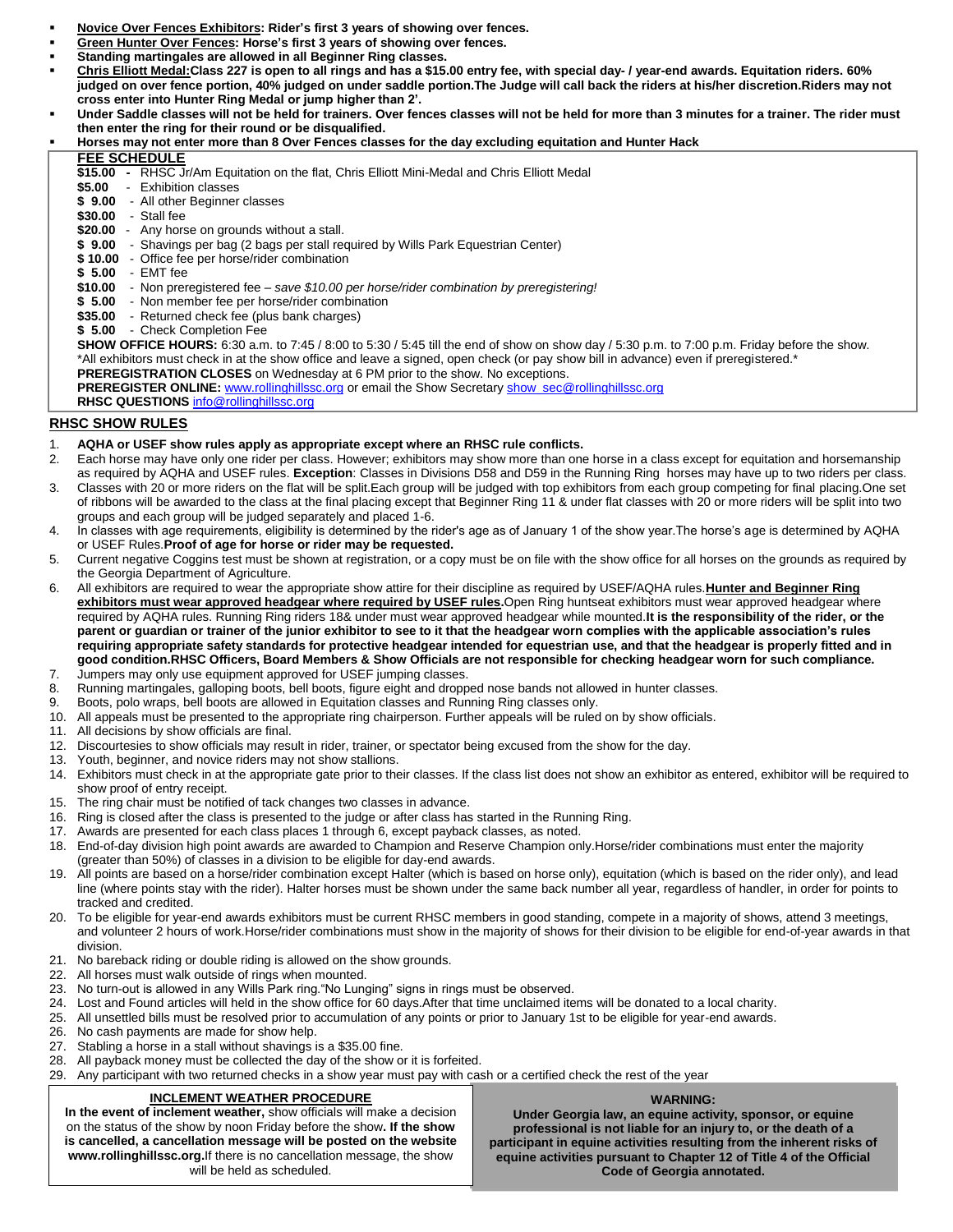- **Novice Over Fences Exhibitors: Rider's first 3 years of showing over fences.**
- **Green Hunter Over Fences: Horse's first 3 years of showing over fences.**
- **Standing martingales are allowed in all Beginner Ring classes.**
- **Chris Elliott Medal:Class 227 is open to all rings and has a $15.00 entry fee, with special day- / year-end awards. Equitation riders. 60% judged on over fence portion, 40% judged on under saddle portion.The Judge will call back the riders at his/her discretion.Riders may not cross enter into Hunter Ring Medal or jump higher than 2'.**
- **Under Saddle classes will not be held for trainers. Over fences classes will not be held for more than 3 minutes for a trainer. The rider must then enter the ring for their round or be disqualified.**
- **Horses may not enter more than 8 Over Fences classes for the day excluding equitation and Hunter Hack**

## FEE SCHEDULE

**$15.00** - RHSC Jr/Am Equitation on the flat, Chris Elliott Mini-Medal and Chris Elliott Medal
**$5.00** - Exhibition classes
**$ 9.00** - All other Beginner classes
**$30.00** - Stall fee
**$20.00** - Any horse on grounds without a stall.
**$ 9.00** - Shavings per bag (2 bags per stall required by Wills Park Equestrian Center)
**$ 10.00** - Office fee per horse/rider combination
**$ 5.00** - EMT fee
**$10.00** - Non preregistered fee – *save $10.00 per horse/rider combination by preregistering!*
**$ 5.00** - Non member fee per horse/rider combination
**$35.00** - Returned check fee (plus bank charges)
**$ 5.00** - Check Completion Fee

**SHOW OFFICE HOURS:** 6:30 a.m. to 7:45 / 8:00 to 5:30 / 5:45 till the end of show on show day / 5:30 p.m. to 7:00 p.m. Friday before the show.
*All exhibitors must check in at the show office and leave a signed, open check (or pay show bill in advance) even if preregistered.*
**PREREGISTRATION CLOSES** on Wednesday at 6 PM prior to the show. No exceptions.
**PREREGISTER ONLINE:** www.rollinghillssc.org or email the Show Secretary show_sec@rollinghillssc.org
**RHSC QUESTIONS** info@rollinghillssc.org

## RHSC SHOW RULES

1. **AQHA or USEF show rules apply as appropriate except where an RHSC rule conflicts.**
2. Each horse may have only one rider per class. However; exhibitors may show more than one horse in a class except for equitation and horsemanship as required by AQHA and USEF rules. **Exception**: Classes in Divisions D58 and D59 in the Running Ring horses may have up to two riders per class.
3. Classes with 20 or more riders on the flat will be split.Each group will be judged with top exhibitors from each group competing for final placing.One set of ribbons will be awarded to the class at the final placing except that Beginner Ring 11 & under flat classes with 20 or more riders will be split into two groups and each group will be judged separately and placed 1-6.
4. In classes with age requirements, eligibility is determined by the rider's age as of January 1 of the show year.The horse's age is determined by AQHA or USEF Rules.**Proof of age for horse or rider may be requested.**
5. Current negative Coggins test must be shown at registration, or a copy must be on file with the show office for all horses on the grounds as required by the Georgia Department of Agriculture.
6. All exhibitors are required to wear the appropriate show attire for their discipline as required by USEF/AQHA rules.**Hunter and Beginner Ring exhibitors must wear approved headgear where required by USEF rules.**Open Ring huntseat exhibitors must wear approved headgear where required by AQHA rules. Running Ring riders 18& under must wear approved headgear while mounted.**It is the responsibility of the rider, or the parent or guardian or trainer of the junior exhibitor to see to it that the headgear worn complies with the applicable association's rules requiring appropriate safety standards for protective headgear intended for equestrian use, and that the headgear is properly fitted and in good condition.RHSC Officers, Board Members & Show Officials are not responsible for checking headgear worn for such compliance.**
7. Jumpers may only use equipment approved for USEF jumping classes.
8. Running martingales, galloping boots, bell boots, figure eight and dropped nose bands not allowed in hunter classes.
9. Boots, polo wraps, bell boots are allowed in Equitation classes and Running Ring classes only.
10. All appeals must be presented to the appropriate ring chairperson. Further appeals will be ruled on by show officials.
11. All decisions by show officials are final.
12. Discourtesies to show officials may result in rider, trainer, or spectator being excused from the show for the day.
13. Youth, beginner, and novice riders may not show stallions.
14. Exhibitors must check in at the appropriate gate prior to their classes. If the class list does not show an exhibitor as entered, exhibitor will be required to show proof of entry receipt.
15. The ring chair must be notified of tack changes two classes in advance.
16. Ring is closed after the class is presented to the judge or after class has started in the Running Ring.
17. Awards are presented for each class places 1 through 6, except payback classes, as noted.
18. End-of-day division high point awards are awarded to Champion and Reserve Champion only.Horse/rider combinations must enter the majority (greater than 50%) of classes in a division to be eligible for day-end awards.
19. All points are based on a horse/rider combination except Halter (which is based on horse only), equitation (which is based on the rider only), and lead line (where points stay with the rider). Halter horses must be shown under the same back number all year, regardless of handler, in order for points to tracked and credited.
20. To be eligible for year-end awards exhibitors must be current RHSC members in good standing, compete in a majority of shows, attend 3 meetings, and volunteer 2 hours of work.Horse/rider combinations must show in the majority of shows for their division to be eligible for end-of-year awards in that division.
21. No bareback riding or double riding is allowed on the show grounds.
22. All horses must walk outside of rings when mounted.
23. No turn-out is allowed in any Wills Park ring."No Lunging" signs in rings must be observed.
24. Lost and Found articles will held in the show office for 60 days.After that time unclaimed items will be donated to a local charity.
25. All unsettled bills must be resolved prior to accumulation of any points or prior to January 1st to be eligible for year-end awards.
26. No cash payments are made for show help.
27. Stabling a horse in a stall without shavings is a $35.00 fine.
28. All payback money must be collected the day of the show or it is forfeited.
29. Any participant with two returned checks in a show year must pay with cash or a certified check the rest of the year

### INCLEMENT WEATHER PROCEDURE

**In the event of inclement weather,** show officials will make a decision on the status of the show by noon Friday before the show**. If the show is cancelled, a cancellation message will be posted on the website www.rollinghillssc.org.**If there is no cancellation message, the show will be held as scheduled.

**WARNING:**

**Under Georgia law, an equine activity, sponsor, or equine professional is not liable for an injury to, or the death of a participant in equine activities resulting from the inherent risks of equine activities pursuant to Chapter 12 of Title 4 of the Official Code of Georgia annotated.**